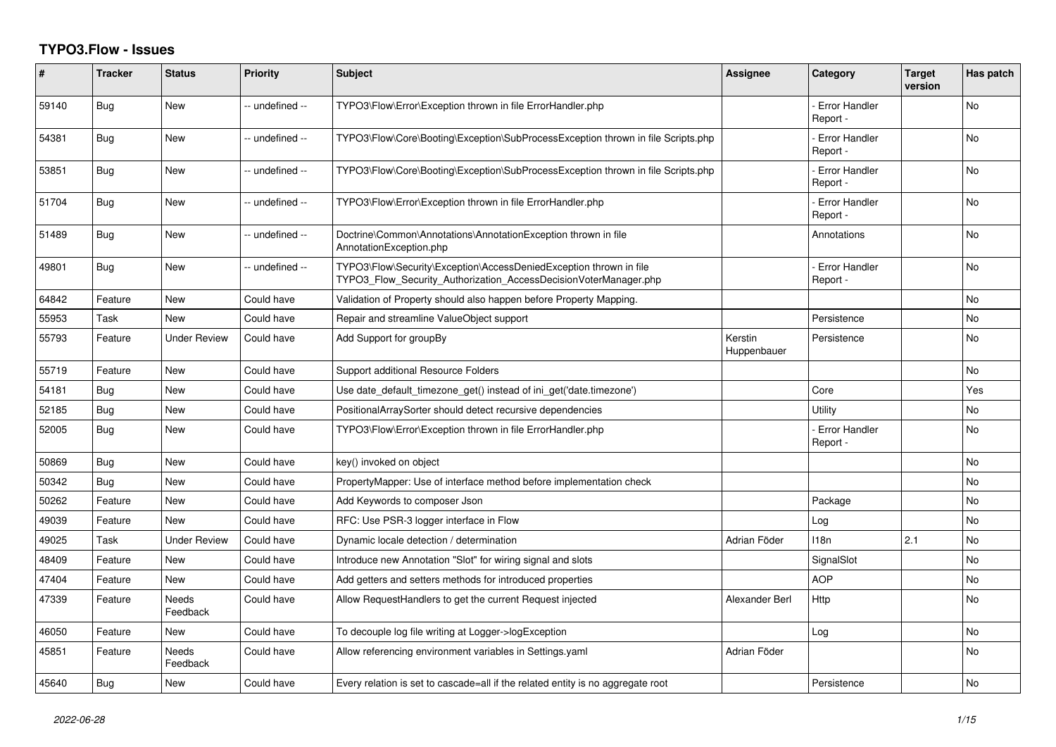# TYPO3.Flow - Issues

| # | Tracker | Status | Priority | Subject | Assignee | Category | Target version | Has patch |
|---|---|---|---|---|---|---|---|---|
| 59140 | Bug | New | -- undefined -- | TYPO3\Flow\Error\Exception thrown in file ErrorHandler.php | | - Error Handler Report - | | No |
| 54381 | Bug | New | -- undefined -- | TYPO3\Flow\Core\Booting\Exception\SubProcessException thrown in file Scripts.php | | - Error Handler Report - | | No |
| 53851 | Bug | New | -- undefined -- | TYPO3\Flow\Core\Booting\Exception\SubProcessException thrown in file Scripts.php | | - Error Handler Report - | | No |
| 51704 | Bug | New | -- undefined -- | TYPO3\Flow\Error\Exception thrown in file ErrorHandler.php | | - Error Handler Report - | | No |
| 51489 | Bug | New | -- undefined -- | Doctrine\Common\Annotations\AnnotationException thrown in file AnnotationException.php | | Annotations | | No |
| 49801 | Bug | New | -- undefined -- | TYPO3\Flow\Security\Exception\AccessDeniedException thrown in file TYPO3_Flow_Security_Authorization_AccessDecisionVoterManager.php | | - Error Handler Report - | | No |
| 64842 | Feature | New | Could have | Validation of Property should also happen before Property Mapping. | | | | No |
| 55953 | Task | New | Could have | Repair and streamline ValueObject support | | Persistence | | No |
| 55793 | Feature | Under Review | Could have | Add Support for groupBy | Kerstin Huppenbauer | Persistence | | No |
| 55719 | Feature | New | Could have | Support additional Resource Folders | | | | No |
| 54181 | Bug | New | Could have | Use date_default_timezone_get() instead of ini_get('date.timezone') | | Core | | Yes |
| 52185 | Bug | New | Could have | PositionalArraySorter should detect recursive dependencies | | Utility | | No |
| 52005 | Bug | New | Could have | TYPO3\Flow\Error\Exception thrown in file ErrorHandler.php | | - Error Handler Report - | | No |
| 50869 | Bug | New | Could have | key() invoked on object | | | | No |
| 50342 | Bug | New | Could have | PropertyMapper: Use of interface method before implementation check | | | | No |
| 50262 | Feature | New | Could have | Add Keywords to composer Json | | Package | | No |
| 49039 | Feature | New | Could have | RFC: Use PSR-3 logger interface in Flow | | Log | | No |
| 49025 | Task | Under Review | Could have | Dynamic locale detection / determination | Adrian Föder | I18n | 2.1 | No |
| 48409 | Feature | New | Could have | Introduce new Annotation "Slot" for wiring signal and slots | | SignalSlot | | No |
| 47404 | Feature | New | Could have | Add getters and setters methods for introduced properties | | AOP | | No |
| 47339 | Feature | Needs Feedback | Could have | Allow RequestHandlers to get the current Request injected | Alexander Berl | Http | | No |
| 46050 | Feature | New | Could have | To decouple log file writing at Logger->logException | | Log | | No |
| 45851 | Feature | Needs Feedback | Could have | Allow referencing environment variables in Settings.yaml | Adrian Föder | | | No |
| 45640 | Bug | New | Could have | Every relation is set to cascade=all if the related entity is no aggregate root | | Persistence | | No |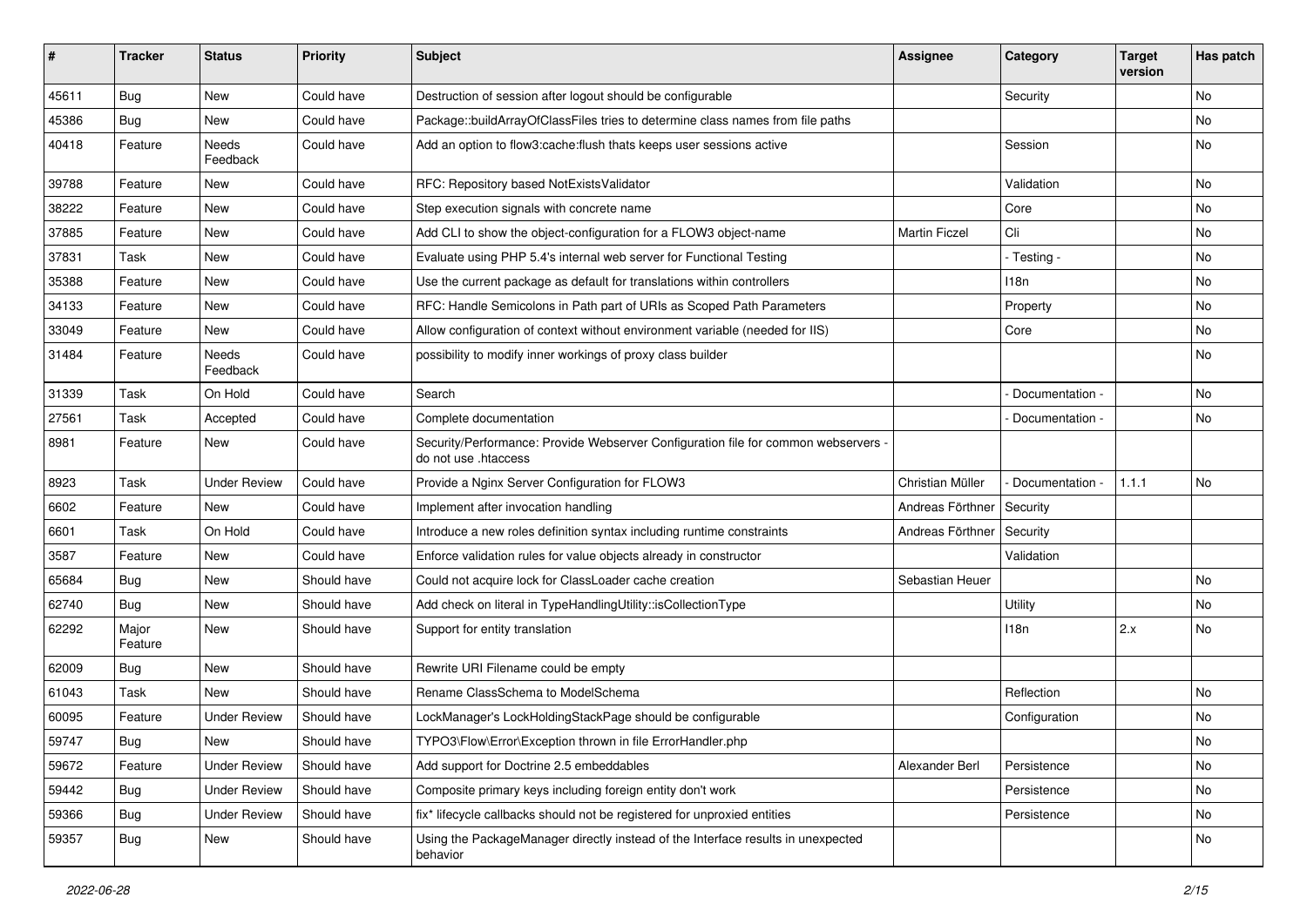| # | Tracker | Status | Priority | Subject | Assignee | Category | Target version | Has patch |
|---|---|---|---|---|---|---|---|---|
| 45611 | Bug | New | Could have | Destruction of session after logout should be configurable | | Security | | No |
| 45386 | Bug | New | Could have | Package::buildArrayOfClassFiles tries to determine class names from file paths | | | | No |
| 40418 | Feature | Needs Feedback | Could have | Add an option to flow3:cache:flush thats keeps user sessions active | | Session | | No |
| 39788 | Feature | New | Could have | RFC: Repository based NotExistsValidator | | Validation | | No |
| 38222 | Feature | New | Could have | Step execution signals with concrete name | | Core | | No |
| 37885 | Feature | New | Could have | Add CLI to show the object-configuration for a FLOW3 object-name | Martin Ficzel | Cli | | No |
| 37831 | Task | New | Could have | Evaluate using PHP 5.4's internal web server for Functional Testing | | - Testing - | | No |
| 35388 | Feature | New | Could have | Use the current package as default for translations within controllers | | I18n | | No |
| 34133 | Feature | New | Could have | RFC: Handle Semicolons in Path part of URIs as Scoped Path Parameters | | Property | | No |
| 33049 | Feature | New | Could have | Allow configuration of context without environment variable (needed for IIS) | | Core | | No |
| 31484 | Feature | Needs Feedback | Could have | possibility to modify inner workings of proxy class builder | | | | No |
| 31339 | Task | On Hold | Could have | Search | | - Documentation - | | No |
| 27561 | Task | Accepted | Could have | Complete documentation | | - Documentation - | | No |
| 8981 | Feature | New | Could have | Security/Performance: Provide Webserver Configuration file for common webservers - do not use .htaccess | | | | |
| 8923 | Task | Under Review | Could have | Provide a Nginx Server Configuration for FLOW3 | Christian Müller | - Documentation - | 1.1.1 | No |
| 6602 | Feature | New | Could have | Implement after invocation handling | Andreas Förthner | Security | | |
| 6601 | Task | On Hold | Could have | Introduce a new roles definition syntax including runtime constraints | Andreas Förthner | Security | | |
| 3587 | Feature | New | Could have | Enforce validation rules for value objects already in constructor | | Validation | | |
| 65684 | Bug | New | Should have | Could not acquire lock for ClassLoader cache creation | Sebastian Heuer | | | No |
| 62740 | Bug | New | Should have | Add check on literal in TypeHandlingUtility::isCollectionType | | Utility | | No |
| 62292 | Major Feature | New | Should have | Support for entity translation | | I18n | 2.x | No |
| 62009 | Bug | New | Should have | Rewrite URI Filename could be empty | | | | |
| 61043 | Task | New | Should have | Rename ClassSchema to ModelSchema | | Reflection | | No |
| 60095 | Feature | Under Review | Should have | LockManager's LockHoldingStackPage should be configurable | | Configuration | | No |
| 59747 | Bug | New | Should have | TYPO3\Flow\Error\Exception thrown in file ErrorHandler.php | | | | No |
| 59672 | Feature | Under Review | Should have | Add support for Doctrine 2.5 embeddables | Alexander Berl | Persistence | | No |
| 59442 | Bug | Under Review | Should have | Composite primary keys including foreign entity don't work | | Persistence | | No |
| 59366 | Bug | Under Review | Should have | fix* lifecycle callbacks should not be registered for unproxied entities | | Persistence | | No |
| 59357 | Bug | New | Should have | Using the PackageManager directly instead of the Interface results in unexpected behavior | | | | No |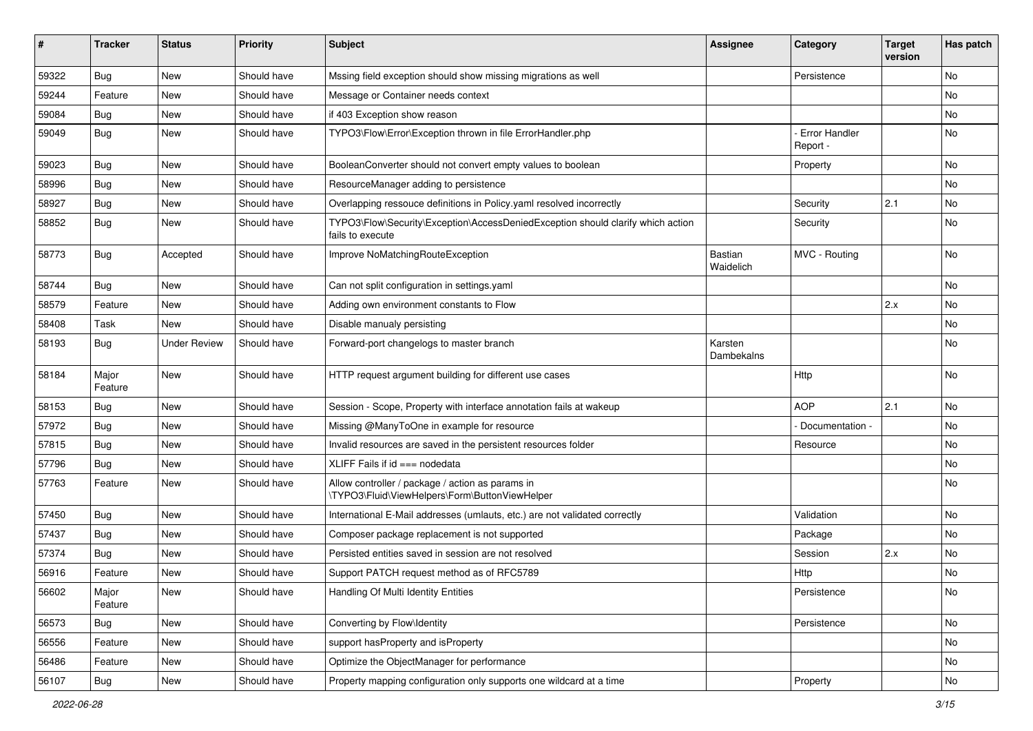| # | Tracker | Status | Priority | Subject | Assignee | Category | Target version | Has patch |
|---|---|---|---|---|---|---|---|---|
| 59322 | Bug | New | Should have | Mssing field exception should show missing migrations as well | | Persistence | | No |
| 59244 | Feature | New | Should have | Message or Container needs context | | | | No |
| 59084 | Bug | New | Should have | if 403 Exception show reason | | | | No |
| 59049 | Bug | New | Should have | TYPO3\Flow\Error\Exception thrown in file ErrorHandler.php | | - Error Handler Report - | | No |
| 59023 | Bug | New | Should have | BooleanConverter should not convert empty values to boolean | | Property | | No |
| 58996 | Bug | New | Should have | ResourceManager adding to persistence | | | | No |
| 58927 | Bug | New | Should have | Overlapping ressouce definitions in Policy.yaml resolved incorrectly | | Security | 2.1 | No |
| 58852 | Bug | New | Should have | TYPO3\Flow\Security\Exception\AccessDeniedException should clarify which action fails to execute | | Security | | No |
| 58773 | Bug | Accepted | Should have | Improve NoMatchingRouteException | Bastian Waidelich | MVC - Routing | | No |
| 58744 | Bug | New | Should have | Can not split configuration in settings.yaml | | | | No |
| 58579 | Feature | New | Should have | Adding own environment constants to Flow | | | 2.x | No |
| 58408 | Task | New | Should have | Disable manualy persisting | | | | No |
| 58193 | Bug | Under Review | Should have | Forward-port changelogs to master branch | Karsten Dambekalns | | | No |
| 58184 | Major Feature | New | Should have | HTTP request argument building for different use cases | | Http | | No |
| 58153 | Bug | New | Should have | Session - Scope, Property with interface annotation fails at wakeup | | AOP | 2.1 | No |
| 57972 | Bug | New | Should have | Missing @ManyToOne in example for resource | | - Documentation - | | No |
| 57815 | Bug | New | Should have | Invalid resources are saved in the persistent resources folder | | Resource | | No |
| 57796 | Bug | New | Should have | XLIFF Fails if id === nodedata | | | | No |
| 57763 | Feature | New | Should have | Allow controller / package / action as params in \TYPO3\Fluid\ViewHelpers\Form\ButtonViewHelper | | | | No |
| 57450 | Bug | New | Should have | International E-Mail addresses (umlauts, etc.) are not validated correctly | | Validation | | No |
| 57437 | Bug | New | Should have | Composer package replacement is not supported | | Package | | No |
| 57374 | Bug | New | Should have | Persisted entities saved in session are not resolved | | Session | 2.x | No |
| 56916 | Feature | New | Should have | Support PATCH request method as of RFC5789 | | Http | | No |
| 56602 | Major Feature | New | Should have | Handling Of Multi Identity Entities | | Persistence | | No |
| 56573 | Bug | New | Should have | Converting by Flow\Identity | | Persistence | | No |
| 56556 | Feature | New | Should have | support hasProperty and isProperty | | | | No |
| 56486 | Feature | New | Should have | Optimize the ObjectManager for performance | | | | No |
| 56107 | Bug | New | Should have | Property mapping configuration only supports one wildcard at a time | | Property | | No |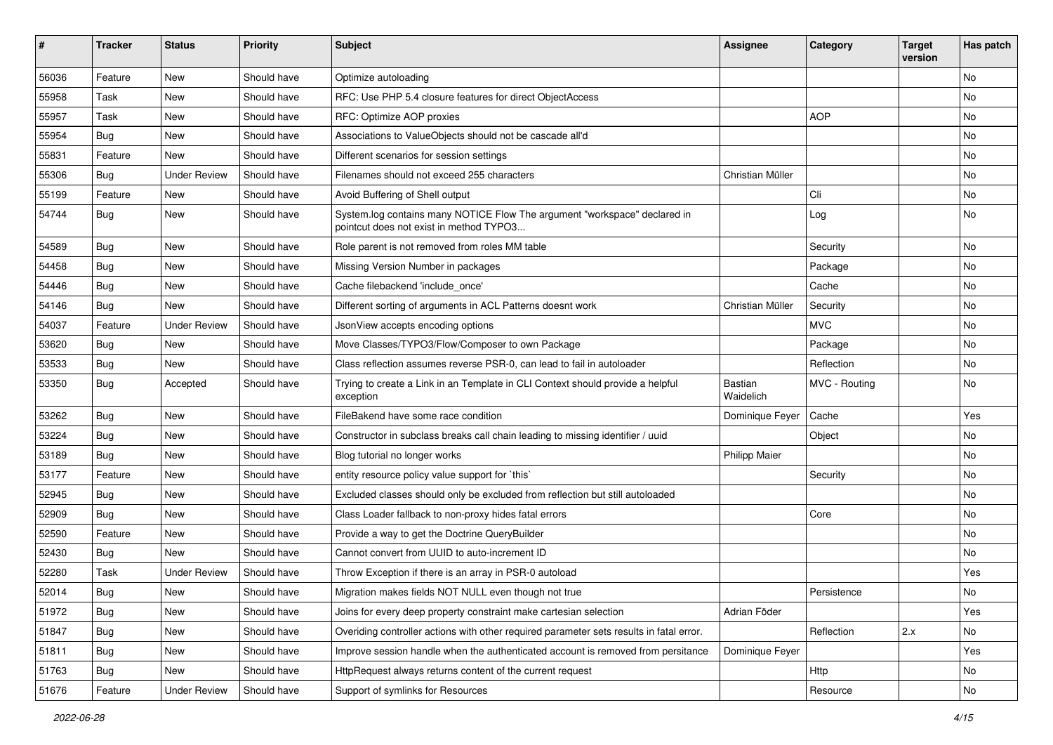| # | Tracker | Status | Priority | Subject | Assignee | Category | Target version | Has patch |
|---|---|---|---|---|---|---|---|---|
| 56036 | Feature | New | Should have | Optimize autoloading | | | | No |
| 55958 | Task | New | Should have | RFC: Use PHP 5.4 closure features for direct ObjectAccess | | | | No |
| 55957 | Task | New | Should have | RFC: Optimize AOP proxies | | AOP | | No |
| 55954 | Bug | New | Should have | Associations to ValueObjects should not be cascade all'd | | | | No |
| 55831 | Feature | New | Should have | Different scenarios for session settings | | | | No |
| 55306 | Bug | Under Review | Should have | Filenames should not exceed 255 characters | Christian Müller | | | No |
| 55199 | Feature | New | Should have | Avoid Buffering of Shell output | | Cli | | No |
| 54744 | Bug | New | Should have | System.log contains many NOTICE Flow The argument "workspace" declared in pointcut does not exist in method TYPO3... | | Log | | No |
| 54589 | Bug | New | Should have | Role parent is not removed from roles MM table | | Security | | No |
| 54458 | Bug | New | Should have | Missing Version Number in packages | | Package | | No |
| 54446 | Bug | New | Should have | Cache filebackend 'include_once' | | Cache | | No |
| 54146 | Bug | New | Should have | Different sorting of arguments in ACL Patterns doesnt work | Christian Müller | Security | | No |
| 54037 | Feature | Under Review | Should have | JsonView accepts encoding options | | MVC | | No |
| 53620 | Bug | New | Should have | Move Classes/TYPO3/Flow/Composer to own Package | | Package | | No |
| 53533 | Bug | New | Should have | Class reflection assumes reverse PSR-0, can lead to fail in autoloader | | Reflection | | No |
| 53350 | Bug | Accepted | Should have | Trying to create a Link in an Template in CLI Context should provide a helpful exception | Bastian Waidelich | MVC - Routing | | No |
| 53262 | Bug | New | Should have | FileBakend have some race condition | Dominique Feyer | Cache | | Yes |
| 53224 | Bug | New | Should have | Constructor in subclass breaks call chain leading to missing identifier / uuid | | Object | | No |
| 53189 | Bug | New | Should have | Blog tutorial no longer works | Philipp Maier | | | No |
| 53177 | Feature | New | Should have | entity resource policy value support for `this` | | Security | | No |
| 52945 | Bug | New | Should have | Excluded classes should only be excluded from reflection but still autoloaded | | | | No |
| 52909 | Bug | New | Should have | Class Loader fallback to non-proxy hides fatal errors | | Core | | No |
| 52590 | Feature | New | Should have | Provide a way to get the Doctrine QueryBuilder | | | | No |
| 52430 | Bug | New | Should have | Cannot convert from UUID to auto-increment ID | | | | No |
| 52280 | Task | Under Review | Should have | Throw Exception if there is an array in PSR-0 autoload | | | | Yes |
| 52014 | Bug | New | Should have | Migration makes fields NOT NULL even though not true | | Persistence | | No |
| 51972 | Bug | New | Should have | Joins for every deep property constraint make cartesian selection | Adrian Föder | | | Yes |
| 51847 | Bug | New | Should have | Overiding controller actions with other required parameter sets results in fatal error. | | Reflection | 2.x | No |
| 51811 | Bug | New | Should have | Improve session handle when the authenticated account is removed from persitance | Dominique Feyer | | | Yes |
| 51763 | Bug | New | Should have | HttpRequest always returns content of the current request | | Http | | No |
| 51676 | Feature | Under Review | Should have | Support of symlinks for Resources | | Resource | | No |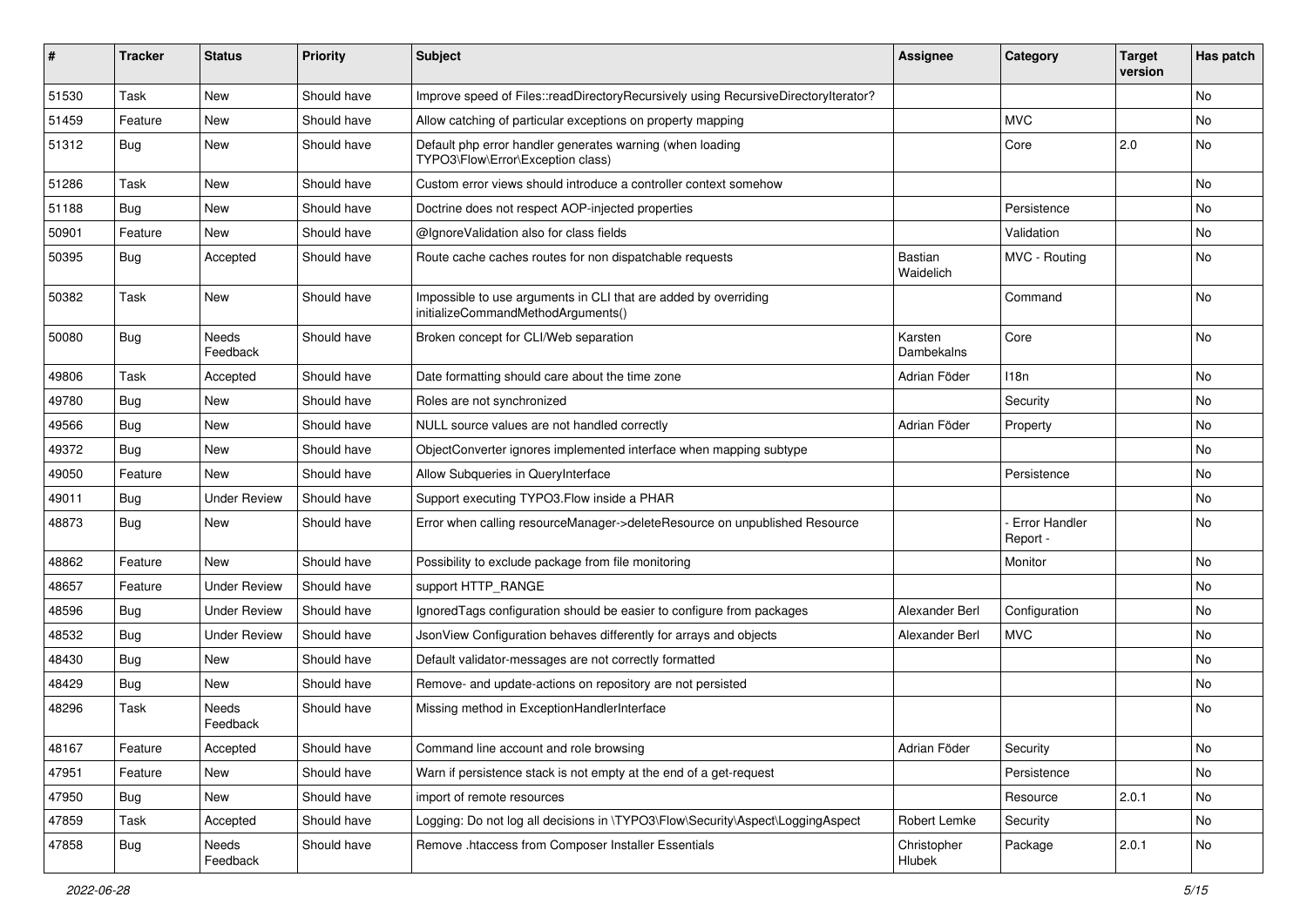| # | Tracker | Status | Priority | Subject | Assignee | Category | Target version | Has patch |
|---|---|---|---|---|---|---|---|---|
| 51530 | Task | New | Should have | Improve speed of Files::readDirectoryRecursively using RecursiveDirectoryIterator? | | | | No |
| 51459 | Feature | New | Should have | Allow catching of particular exceptions on property mapping | | MVC | | No |
| 51312 | Bug | New | Should have | Default php error handler generates warning (when loading TYPO3\Flow\Error\Exception class) | | Core | 2.0 | No |
| 51286 | Task | New | Should have | Custom error views should introduce a controller context somehow | | | | No |
| 51188 | Bug | New | Should have | Doctrine does not respect AOP-injected properties | | Persistence | | No |
| 50901 | Feature | New | Should have | @IgnoreValidation also for class fields | | Validation | | No |
| 50395 | Bug | Accepted | Should have | Route cache caches routes for non dispatchable requests | Bastian Waidelich | MVC - Routing | | No |
| 50382 | Task | New | Should have | Impossible to use arguments in CLI that are added by overriding initializeCommandMethodArguments() | | Command | | No |
| 50080 | Bug | Needs Feedback | Should have | Broken concept for CLI/Web separation | Karsten Dambekalns | Core | | No |
| 49806 | Task | Accepted | Should have | Date formatting should care about the time zone | Adrian Föder | I18n | | No |
| 49780 | Bug | New | Should have | Roles are not synchronized | | Security | | No |
| 49566 | Bug | New | Should have | NULL source values are not handled correctly | Adrian Föder | Property | | No |
| 49372 | Bug | New | Should have | ObjectConverter ignores implemented interface when mapping subtype | | | | No |
| 49050 | Feature | New | Should have | Allow Subqueries in QueryInterface | | Persistence | | No |
| 49011 | Bug | Under Review | Should have | Support executing TYPO3.Flow inside a PHAR | | | | No |
| 48873 | Bug | New | Should have | Error when calling resourceManager->deleteResource on unpublished Resource | | - Error Handler Report - | | No |
| 48862 | Feature | New | Should have | Possibility to exclude package from file monitoring | | Monitor | | No |
| 48657 | Feature | Under Review | Should have | support HTTP_RANGE | | | | No |
| 48596 | Bug | Under Review | Should have | IgnoredTags configuration should be easier to configure from packages | Alexander Berl | Configuration | | No |
| 48532 | Bug | Under Review | Should have | JsonView Configuration behaves differently for arrays and objects | Alexander Berl | MVC | | No |
| 48430 | Bug | New | Should have | Default validator-messages are not correctly formatted | | | | No |
| 48429 | Bug | New | Should have | Remove- and update-actions on repository are not persisted | | | | No |
| 48296 | Task | Needs Feedback | Should have | Missing method in ExceptionHandlerInterface | | | | No |
| 48167 | Feature | Accepted | Should have | Command line account and role browsing | Adrian Föder | Security | | No |
| 47951 | Feature | New | Should have | Warn if persistence stack is not empty at the end of a get-request | | Persistence | | No |
| 47950 | Bug | New | Should have | import of remote resources | | Resource | 2.0.1 | No |
| 47859 | Task | Accepted | Should have | Logging: Do not log all decisions in \TYPO3\Flow\Security\Aspect\LoggingAspect | Robert Lemke | Security | | No |
| 47858 | Bug | Needs Feedback | Should have | Remove .htaccess from Composer Installer Essentials | Christopher Hlubek | Package | 2.0.1 | No |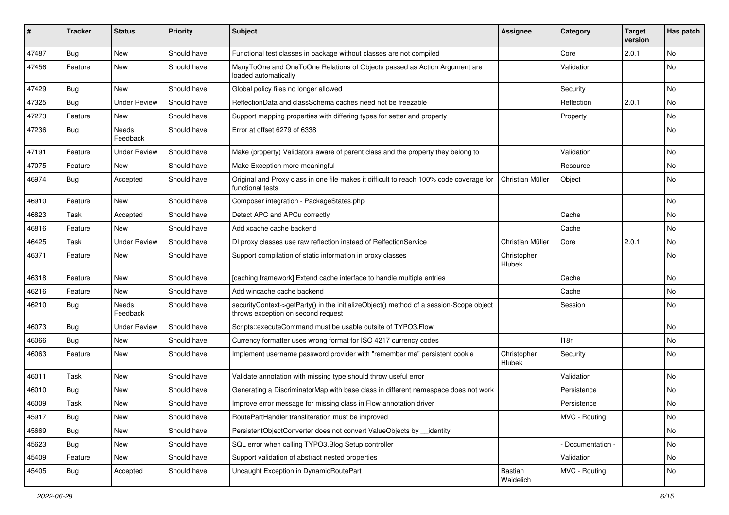| # | Tracker | Status | Priority | Subject | Assignee | Category | Target version | Has patch |
|---|---|---|---|---|---|---|---|---|
| 47487 | Bug | New | Should have | Functional test classes in package without classes are not compiled | | Core | 2.0.1 | No |
| 47456 | Feature | New | Should have | ManyToOne and OneToOne Relations of Objects passed as Action Argument are loaded automatically | | Validation | | No |
| 47429 | Bug | New | Should have | Global policy files no longer allowed | | Security | | No |
| 47325 | Bug | Under Review | Should have | ReflectionData and classSchema caches need not be freezable | | Reflection | 2.0.1 | No |
| 47273 | Feature | New | Should have | Support mapping properties with differing types for setter and property | | Property | | No |
| 47236 | Bug | Needs Feedback | Should have | Error at offset 6279 of 6338 | | | | No |
| 47191 | Feature | Under Review | Should have | Make (property) Validators aware of parent class and the property they belong to | | Validation | | No |
| 47075 | Feature | New | Should have | Make Exception more meaningful | | Resource | | No |
| 46974 | Bug | Accepted | Should have | Original and Proxy class in one file makes it difficult to reach 100% code coverage for functional tests | Christian Müller | Object | | No |
| 46910 | Feature | New | Should have | Composer integration - PackageStates.php | | | | No |
| 46823 | Task | Accepted | Should have | Detect APC and APCu correctly | | Cache | | No |
| 46816 | Feature | New | Should have | Add xcache cache backend | | Cache | | No |
| 46425 | Task | Under Review | Should have | DI proxy classes use raw reflection instead of RelfectionService | Christian Müller | Core | 2.0.1 | No |
| 46371 | Feature | New | Should have | Support compilation of static information in proxy classes | Christopher Hlubek | | | No |
| 46318 | Feature | New | Should have | [caching framework] Extend cache interface to handle multiple entries | | Cache | | No |
| 46216 | Feature | New | Should have | Add wincache cache backend | | Cache | | No |
| 46210 | Bug | Needs Feedback | Should have | securityContext->getParty() in the initializeObject() method of a session-Scope object throws exception on second request | | Session | | No |
| 46073 | Bug | Under Review | Should have | Scripts::executeCommand must be usable outsite of TYPO3.Flow | | | | No |
| 46066 | Bug | New | Should have | Currency formatter uses wrong format for ISO 4217 currency codes | | I18n | | No |
| 46063 | Feature | New | Should have | Implement username password provider with "remember me" persistent cookie | Christopher Hlubek | Security | | No |
| 46011 | Task | New | Should have | Validate annotation with missing type should throw useful error | | Validation | | No |
| 46010 | Bug | New | Should have | Generating a DiscriminatorMap with base class in different namespace does not work | | Persistence | | No |
| 46009 | Task | New | Should have | Improve error message for missing class in Flow annotation driver | | Persistence | | No |
| 45917 | Bug | New | Should have | RoutePartHandler transliteration must be improved | | MVC - Routing | | No |
| 45669 | Bug | New | Should have | PersistentObjectConverter does not convert ValueObjects by __identity | | | | No |
| 45623 | Bug | New | Should have | SQL error when calling TYPO3.Blog Setup controller | | - Documentation - | | No |
| 45409 | Feature | New | Should have | Support validation of abstract nested properties | | Validation | | No |
| 45405 | Bug | Accepted | Should have | Uncaught Exception in DynamicRoutePart | Bastian Waidelich | MVC - Routing | | No |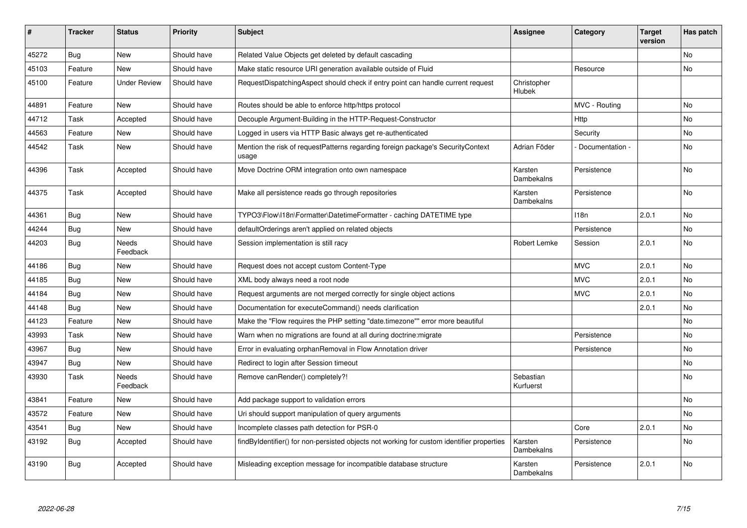| # | Tracker | Status | Priority | Subject | Assignee | Category | Target version | Has patch |
|---|---|---|---|---|---|---|---|---|
| 45272 | Bug | New | Should have | Related Value Objects get deleted by default cascading | | | | No |
| 45103 | Feature | New | Should have | Make static resource URI generation available outside of Fluid | | Resource | | No |
| 45100 | Feature | Under Review | Should have | RequestDispatchingAspect should check if entry point can handle current request | Christopher Hlubek | | | |
| 44891 | Feature | New | Should have | Routes should be able to enforce http/https protocol | | MVC - Routing | | No |
| 44712 | Task | Accepted | Should have | Decouple Argument-Building in the HTTP-Request-Constructor | | Http | | No |
| 44563 | Feature | New | Should have | Logged in users via HTTP Basic always get re-authenticated | | Security | | No |
| 44542 | Task | New | Should have | Mention the risk of requestPatterns regarding foreign package's SecurityContext usage | Adrian Föder | - Documentation - | | No |
| 44396 | Task | Accepted | Should have | Move Doctrine ORM integration onto own namespace | Karsten Dambekalns | Persistence | | No |
| 44375 | Task | Accepted | Should have | Make all persistence reads go through repositories | Karsten Dambekalns | Persistence | | No |
| 44361 | Bug | New | Should have | TYPO3\Flow\I18n\Formatter\DatetimeFormatter - caching DATETIME type | | I18n | 2.0.1 | No |
| 44244 | Bug | New | Should have | defaultOrderings aren't applied on related objects | | Persistence | | No |
| 44203 | Bug | Needs Feedback | Should have | Session implementation is still racy | Robert Lemke | Session | 2.0.1 | No |
| 44186 | Bug | New | Should have | Request does not accept custom Content-Type | | MVC | 2.0.1 | No |
| 44185 | Bug | New | Should have | XML body always need a root node | | MVC | 2.0.1 | No |
| 44184 | Bug | New | Should have | Request arguments are not merged correctly for single object actions | | MVC | 2.0.1 | No |
| 44148 | Bug | New | Should have | Documentation for executeCommand() needs clarification | | | 2.0.1 | No |
| 44123 | Feature | New | Should have | Make the "Flow requires the PHP setting "date.timezone"" error more beautiful | | | | No |
| 43993 | Task | New | Should have | Warn when no migrations are found at all during doctrine:migrate | | Persistence | | No |
| 43967 | Bug | New | Should have | Error in evaluating orphanRemoval in Flow Annotation driver | | Persistence | | No |
| 43947 | Bug | New | Should have | Redirect to login after Session timeout | | | | No |
| 43930 | Task | Needs Feedback | Should have | Remove canRender() completely?! | Sebastian Kurfuerst | | | No |
| 43841 | Feature | New | Should have | Add package support to validation errors | | | | No |
| 43572 | Feature | New | Should have | Uri should support manipulation of query arguments | | | | No |
| 43541 | Bug | New | Should have | Incomplete classes path detection for PSR-0 | | Core | 2.0.1 | No |
| 43192 | Bug | Accepted | Should have | findByIdentifier() for non-persisted objects not working for custom identifier properties | Karsten Dambekalns | Persistence | | No |
| 43190 | Bug | Accepted | Should have | Misleading exception message for incompatible database structure | Karsten Dambekalns | Persistence | 2.0.1 | No |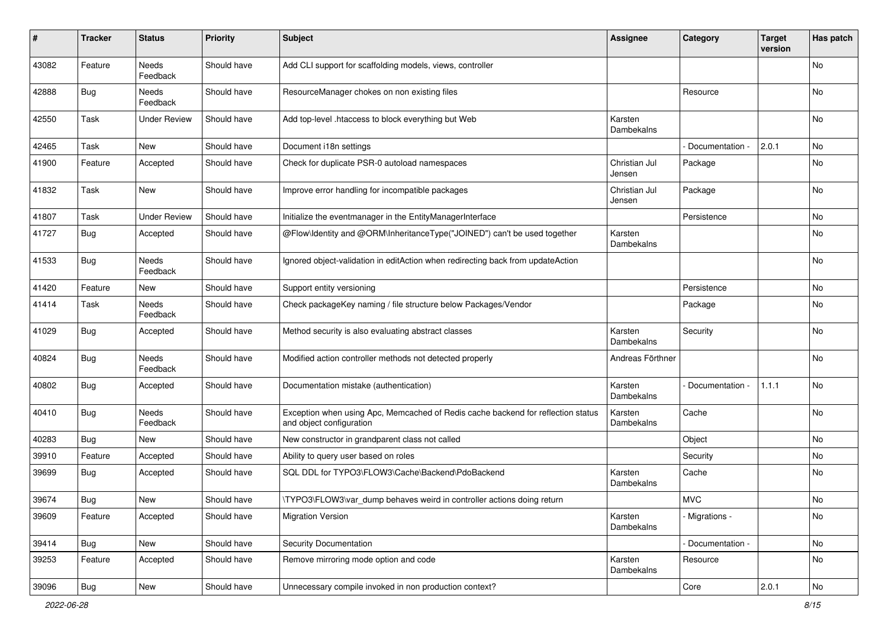| # | Tracker | Status | Priority | Subject | Assignee | Category | Target version | Has patch |
|---|---|---|---|---|---|---|---|---|
| 43082 | Feature | Needs Feedback | Should have | Add CLI support for scaffolding models, views, controller | | | | No |
| 42888 | Bug | Needs Feedback | Should have | ResourceManager chokes on non existing files | | Resource | | No |
| 42550 | Task | Under Review | Should have | Add top-level .htaccess to block everything but Web | Karsten Dambekalns | | | No |
| 42465 | Task | New | Should have | Document i18n settings | | - Documentation - | 2.0.1 | No |
| 41900 | Feature | Accepted | Should have | Check for duplicate PSR-0 autoload namespaces | Christian Jul Jensen | Package | | No |
| 41832 | Task | New | Should have | Improve error handling for incompatible packages | Christian Jul Jensen | Package | | No |
| 41807 | Task | Under Review | Should have | Initialize the eventmanager in the EntityManagerInterface | | Persistence | | No |
| 41727 | Bug | Accepted | Should have | @Flow\Identity and @ORM\InheritanceType("JOINED") can't be used together | Karsten Dambekalns | | | No |
| 41533 | Bug | Needs Feedback | Should have | Ignored object-validation in editAction when redirecting back from updateAction | | | | No |
| 41420 | Feature | New | Should have | Support entity versioning | | Persistence | | No |
| 41414 | Task | Needs Feedback | Should have | Check packageKey naming / file structure below Packages/Vendor | | Package | | No |
| 41029 | Bug | Accepted | Should have | Method security is also evaluating abstract classes | Karsten Dambekalns | Security | | No |
| 40824 | Bug | Needs Feedback | Should have | Modified action controller methods not detected properly | Andreas Förthner | | | No |
| 40802 | Bug | Accepted | Should have | Documentation mistake (authentication) | Karsten Dambekalns | - Documentation - | 1.1.1 | No |
| 40410 | Bug | Needs Feedback | Should have | Exception when using Apc, Memcached of Redis cache backend for reflection status and object configuration | Karsten Dambekalns | Cache | | No |
| 40283 | Bug | New | Should have | New constructor in grandparent class not called | | Object | | No |
| 39910 | Feature | Accepted | Should have | Ability to query user based on roles | | Security | | No |
| 39699 | Bug | Accepted | Should have | SQL DDL for TYPO3\FLOW3\Cache\Backend\PdoBackend | Karsten Dambekalns | Cache | | No |
| 39674 | Bug | New | Should have | \TYPO3\FLOW3\var_dump behaves weird in controller actions doing return | | MVC | | No |
| 39609 | Feature | Accepted | Should have | Migration Version | Karsten Dambekalns | - Migrations - | | No |
| 39414 | Bug | New | Should have | Security Documentation | | - Documentation - | | No |
| 39253 | Feature | Accepted | Should have | Remove mirroring mode option and code | Karsten Dambekalns | Resource | | No |
| 39096 | Bug | New | Should have | Unnecessary compile invoked in non production context? | | Core | 2.0.1 | No |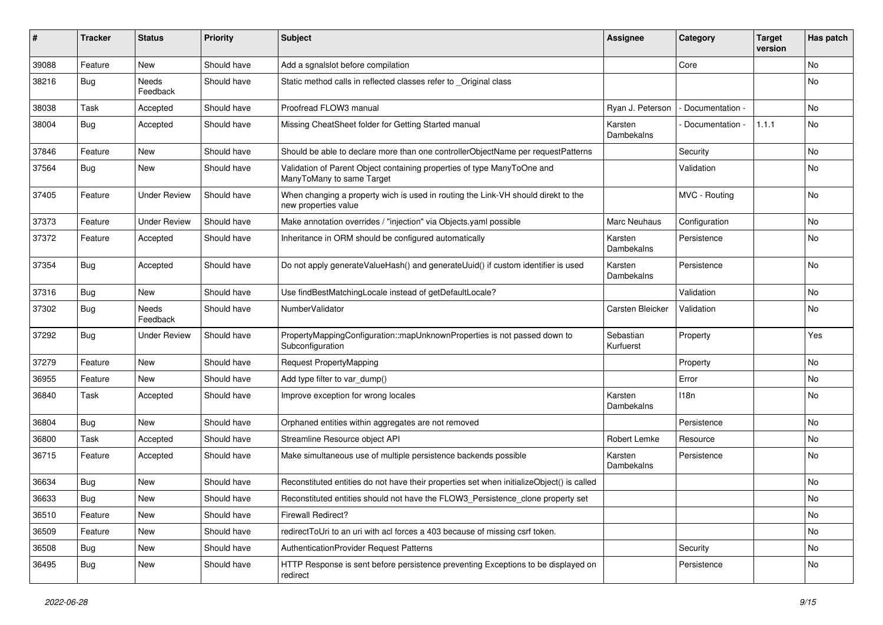| # | Tracker | Status | Priority | Subject | Assignee | Category | Target version | Has patch |
|---|---|---|---|---|---|---|---|---|
| 39088 | Feature | New | Should have | Add a sgnalslot before compilation | | Core | | No |
| 38216 | Bug | Needs Feedback | Should have | Static method calls in reflected classes refer to _Original class | | | | No |
| 38038 | Task | Accepted | Should have | Proofread FLOW3 manual | Ryan J. Peterson | - Documentation - | | No |
| 38004 | Bug | Accepted | Should have | Missing CheatSheet folder for Getting Started manual | Karsten Dambekalns | - Documentation - | 1.1.1 | No |
| 37846 | Feature | New | Should have | Should be able to declare more than one controllerObjectName per requestPatterns | | Security | | No |
| 37564 | Bug | New | Should have | Validation of Parent Object containing properties of type ManyToOne and ManyToMany to same Target | | Validation | | No |
| 37405 | Feature | Under Review | Should have | When changing a property wich is used in routing the Link-VH should direkt to the new properties value | | MVC - Routing | | No |
| 37373 | Feature | Under Review | Should have | Make annotation overrides / "injection" via Objects.yaml possible | Marc Neuhaus | Configuration | | No |
| 37372 | Feature | Accepted | Should have | Inheritance in ORM should be configured automatically | Karsten Dambekalns | Persistence | | No |
| 37354 | Bug | Accepted | Should have | Do not apply generateValueHash() and generateUuid() if custom identifier is used | Karsten Dambekalns | Persistence | | No |
| 37316 | Bug | New | Should have | Use findBestMatchingLocale instead of getDefaultLocale? | | Validation | | No |
| 37302 | Bug | Needs Feedback | Should have | NumberValidator | Carsten Bleicker | Validation | | No |
| 37292 | Bug | Under Review | Should have | PropertyMappingConfiguration::mapUnknownProperties is not passed down to Subconfiguration | Sebastian Kurfuerst | Property | | Yes |
| 37279 | Feature | New | Should have | Request PropertyMapping | | Property | | No |
| 36955 | Feature | New | Should have | Add type filter to var_dump() | | Error | | No |
| 36840 | Task | Accepted | Should have | Improve exception for wrong locales | Karsten Dambekalns | I18n | | No |
| 36804 | Bug | New | Should have | Orphaned entities within aggregates are not removed | | Persistence | | No |
| 36800 | Task | Accepted | Should have | Streamline Resource object API | Robert Lemke | Resource | | No |
| 36715 | Feature | Accepted | Should have | Make simultaneous use of multiple persistence backends possible | Karsten Dambekalns | Persistence | | No |
| 36634 | Bug | New | Should have | Reconstituted entities do not have their properties set when initializeObject() is called | | | | No |
| 36633 | Bug | New | Should have | Reconstituted entities should not have the FLOW3_Persistence_clone property set | | | | No |
| 36510 | Feature | New | Should have | Firewall Redirect? | | | | No |
| 36509 | Feature | New | Should have | redirectToUri to an uri with acl forces a 403 because of missing csrf token. | | | | No |
| 36508 | Bug | New | Should have | AuthenticationProvider Request Patterns | | Security | | No |
| 36495 | Bug | New | Should have | HTTP Response is sent before persistence preventing Exceptions to be displayed on redirect | | Persistence | | No |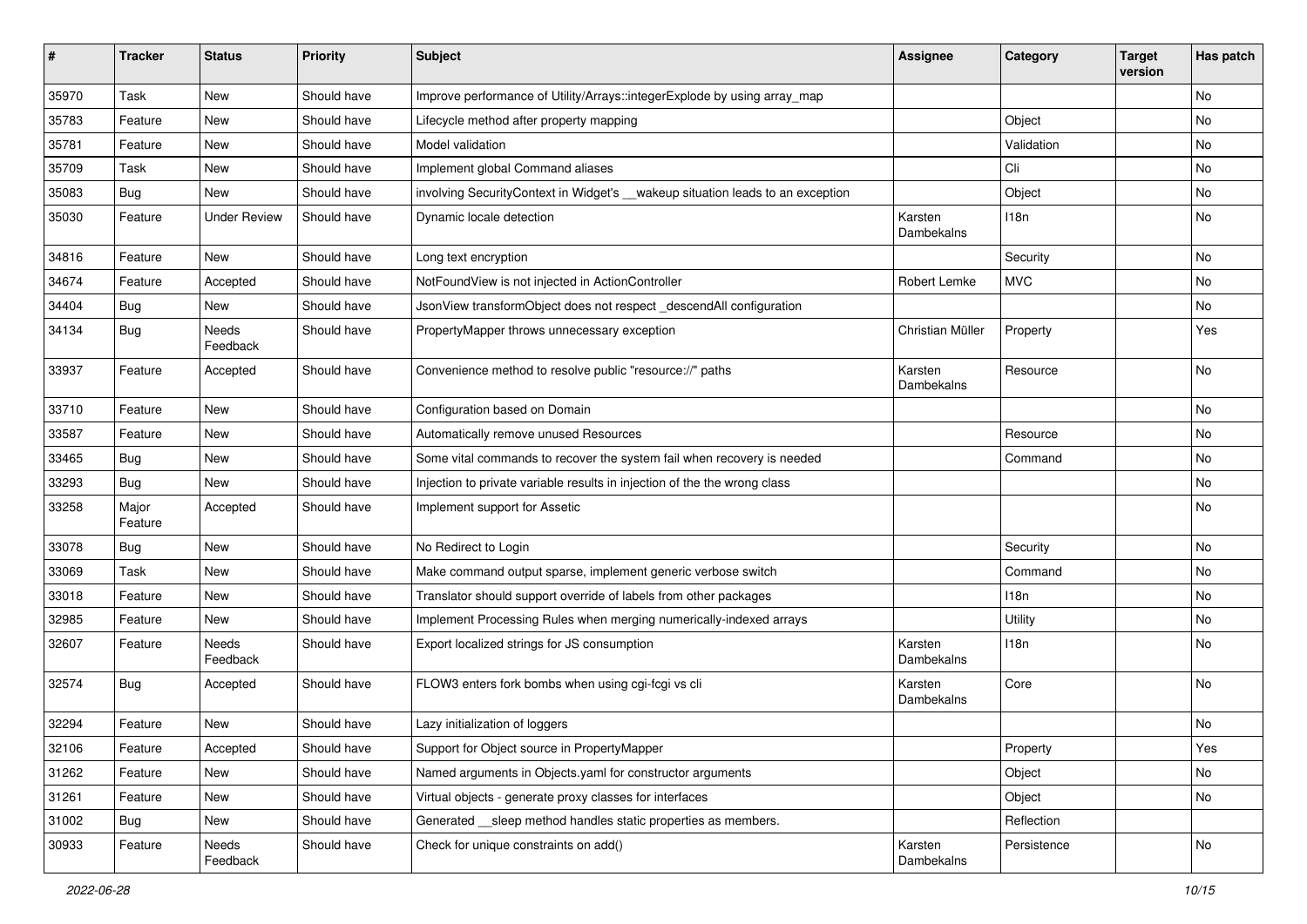| # | Tracker | Status | Priority | Subject | Assignee | Category | Target version | Has patch |
|---|---|---|---|---|---|---|---|---|
| 35970 | Task | New | Should have | Improve performance of Utility/Arrays::integerExplode by using array_map | | | | No |
| 35783 | Feature | New | Should have | Lifecycle method after property mapping | | Object | | No |
| 35781 | Feature | New | Should have | Model validation | | Validation | | No |
| 35709 | Task | New | Should have | Implement global Command aliases | | Cli | | No |
| 35083 | Bug | New | Should have | involving SecurityContext in Widget's __wakeup situation leads to an exception | | Object | | No |
| 35030 | Feature | Under Review | Should have | Dynamic locale detection | Karsten Dambekalns | I18n | | No |
| 34816 | Feature | New | Should have | Long text encryption | | Security | | No |
| 34674 | Feature | Accepted | Should have | NotFoundView is not injected in ActionController | Robert Lemke | MVC | | No |
| 34404 | Bug | New | Should have | JsonView transformObject does not respect _descendAll configuration | | | | No |
| 34134 | Bug | Needs Feedback | Should have | PropertyMapper throws unnecessary exception | Christian Müller | Property | | Yes |
| 33937 | Feature | Accepted | Should have | Convenience method to resolve public "resource://" paths | Karsten Dambekalns | Resource | | No |
| 33710 | Feature | New | Should have | Configuration based on Domain | | | | No |
| 33587 | Feature | New | Should have | Automatically remove unused Resources | | Resource | | No |
| 33465 | Bug | New | Should have | Some vital commands to recover the system fail when recovery is needed | | Command | | No |
| 33293 | Bug | New | Should have | Injection to private variable results in injection of the the wrong class | | | | No |
| 33258 | Major Feature | Accepted | Should have | Implement support for Assetic | | | | No |
| 33078 | Bug | New | Should have | No Redirect to Login | | Security | | No |
| 33069 | Task | New | Should have | Make command output sparse, implement generic verbose switch | | Command | | No |
| 33018 | Feature | New | Should have | Translator should support override of labels from other packages | | I18n | | No |
| 32985 | Feature | New | Should have | Implement Processing Rules when merging numerically-indexed arrays | | Utility | | No |
| 32607 | Feature | Needs Feedback | Should have | Export localized strings for JS consumption | Karsten Dambekalns | I18n | | No |
| 32574 | Bug | Accepted | Should have | FLOW3 enters fork bombs when using cgi-fcgi vs cli | Karsten Dambekalns | Core | | No |
| 32294 | Feature | New | Should have | Lazy initialization of loggers | | | | No |
| 32106 | Feature | Accepted | Should have | Support for Object source in PropertyMapper | | Property | | Yes |
| 31262 | Feature | New | Should have | Named arguments in Objects.yaml for constructor arguments | | Object | | No |
| 31261 | Feature | New | Should have | Virtual objects - generate proxy classes for interfaces | | Object | | No |
| 31002 | Bug | New | Should have | Generated __sleep method handles static properties as members. | | Reflection | | |
| 30933 | Feature | Needs Feedback | Should have | Check for unique constraints on add() | Karsten Dambekalns | Persistence | | No |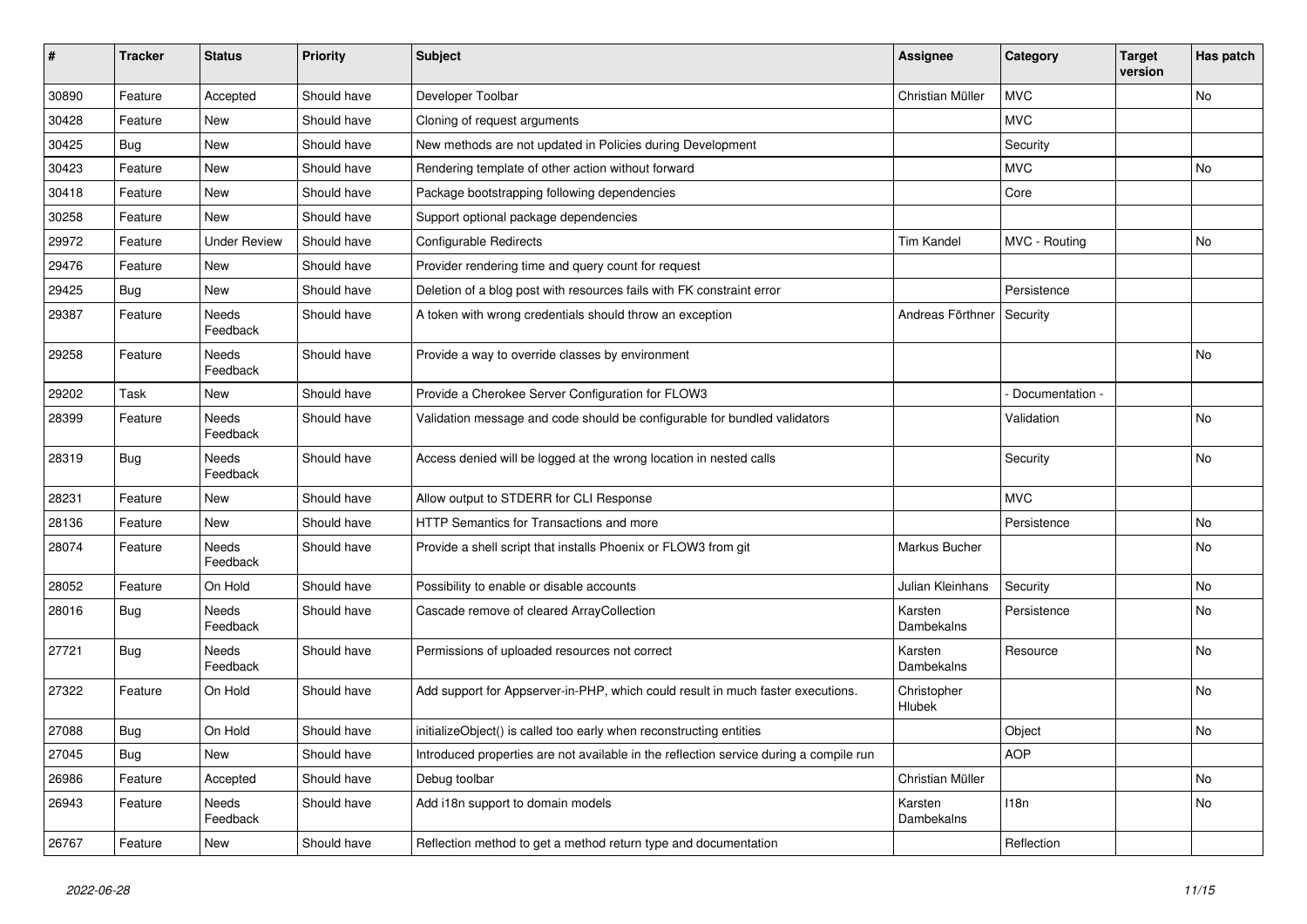| # | Tracker | Status | Priority | Subject | Assignee | Category | Target version | Has patch |
|---|---|---|---|---|---|---|---|---|
| 30890 | Feature | Accepted | Should have | Developer Toolbar | Christian Müller | MVC | | No |
| 30428 | Feature | New | Should have | Cloning of request arguments | | MVC | | |
| 30425 | Bug | New | Should have | New methods are not updated in Policies during Development | | Security | | |
| 30423 | Feature | New | Should have | Rendering template of other action without forward | | MVC | | No |
| 30418 | Feature | New | Should have | Package bootstrapping following dependencies | | Core | | |
| 30258 | Feature | New | Should have | Support optional package dependencies | | | | |
| 29972 | Feature | Under Review | Should have | Configurable Redirects | Tim Kandel | MVC - Routing | | No |
| 29476 | Feature | New | Should have | Provider rendering time and query count for request | | | | |
| 29425 | Bug | New | Should have | Deletion of a blog post with resources fails with FK constraint error | | Persistence | | |
| 29387 | Feature | Needs Feedback | Should have | A token with wrong credentials should throw an exception | Andreas Förthner | Security | | |
| 29258 | Feature | Needs Feedback | Should have | Provide a way to override classes by environment | | | | No |
| 29202 | Task | New | Should have | Provide a Cherokee Server Configuration for FLOW3 | | - Documentation - | | |
| 28399 | Feature | Needs Feedback | Should have | Validation message and code should be configurable for bundled validators | | Validation | | No |
| 28319 | Bug | Needs Feedback | Should have | Access denied will be logged at the wrong location in nested calls | | Security | | No |
| 28231 | Feature | New | Should have | Allow output to STDERR for CLI Response | | MVC | | |
| 28136 | Feature | New | Should have | HTTP Semantics for Transactions and more | | Persistence | | No |
| 28074 | Feature | Needs Feedback | Should have | Provide a shell script that installs Phoenix or FLOW3 from git | Markus Bucher | | | No |
| 28052 | Feature | On Hold | Should have | Possibility to enable or disable accounts | Julian Kleinhans | Security | | No |
| 28016 | Bug | Needs Feedback | Should have | Cascade remove of cleared ArrayCollection | Karsten Dambekalns | Persistence | | No |
| 27721 | Bug | Needs Feedback | Should have | Permissions of uploaded resources not correct | Karsten Dambekalns | Resource | | No |
| 27322 | Feature | On Hold | Should have | Add support for Appserver-in-PHP, which could result in much faster executions. | Christopher Hlubek | | | No |
| 27088 | Bug | On Hold | Should have | initializeObject() is called too early when reconstructing entities | | Object | | No |
| 27045 | Bug | New | Should have | Introduced properties are not available in the reflection service during a compile run | | AOP | | |
| 26986 | Feature | Accepted | Should have | Debug toolbar | Christian Müller | | | No |
| 26943 | Feature | Needs Feedback | Should have | Add i18n support to domain models | Karsten Dambekalns | I18n | | No |
| 26767 | Feature | New | Should have | Reflection method to get a method return type and documentation | | Reflection | | |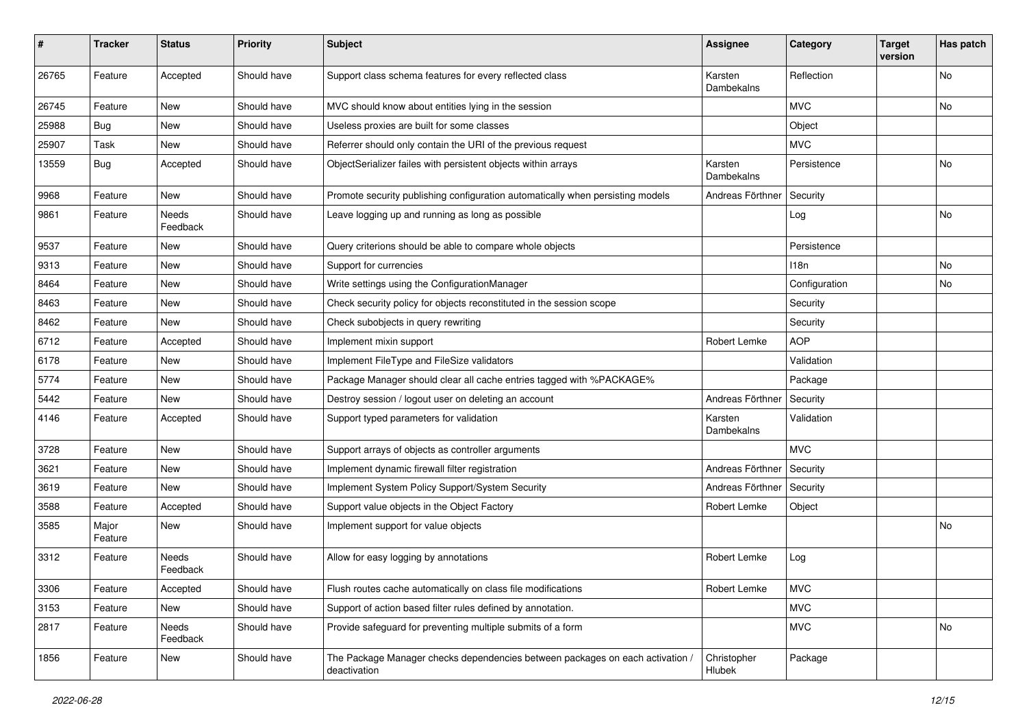| # | Tracker | Status | Priority | Subject | Assignee | Category | Target version | Has patch |
|---|---|---|---|---|---|---|---|---|
| 26765 | Feature | Accepted | Should have | Support class schema features for every reflected class | Karsten Dambekalns | Reflection | | No |
| 26745 | Feature | New | Should have | MVC should know about entities lying in the session | | MVC | | No |
| 25988 | Bug | New | Should have | Useless proxies are built for some classes | | Object | | |
| 25907 | Task | New | Should have | Referrer should only contain the URI of the previous request | | MVC | | |
| 13559 | Bug | Accepted | Should have | ObjectSerializer failes with persistent objects within arrays | Karsten Dambekalns | Persistence | | No |
| 9968 | Feature | New | Should have | Promote security publishing configuration automatically when persisting models | Andreas Förthner | Security | | |
| 9861 | Feature | Needs Feedback | Should have | Leave logging up and running as long as possible | | Log | | No |
| 9537 | Feature | New | Should have | Query criterions should be able to compare whole objects | | Persistence | | |
| 9313 | Feature | New | Should have | Support for currencies | | I18n | | No |
| 8464 | Feature | New | Should have | Write settings using the ConfigurationManager | | Configuration | | No |
| 8463 | Feature | New | Should have | Check security policy for objects reconstituted in the session scope | | Security | | |
| 8462 | Feature | New | Should have | Check subobjects in query rewriting | | Security | | |
| 6712 | Feature | Accepted | Should have | Implement mixin support | Robert Lemke | AOP | | |
| 6178 | Feature | New | Should have | Implement FileType and FileSize validators | | Validation | | |
| 5774 | Feature | New | Should have | Package Manager should clear all cache entries tagged with %PACKAGE% | | Package | | |
| 5442 | Feature | New | Should have | Destroy session / logout user on deleting an account | Andreas Förthner | Security | | |
| 4146 | Feature | Accepted | Should have | Support typed parameters for validation | Karsten Dambekalns | Validation | | |
| 3728 | Feature | New | Should have | Support arrays of objects as controller arguments | | MVC | | |
| 3621 | Feature | New | Should have | Implement dynamic firewall filter registration | Andreas Förthner | Security | | |
| 3619 | Feature | New | Should have | Implement System Policy Support/System Security | Andreas Förthner | Security | | |
| 3588 | Feature | Accepted | Should have | Support value objects in the Object Factory | Robert Lemke | Object | | |
| 3585 | Major Feature | New | Should have | Implement support for value objects | | | | No |
| 3312 | Feature | Needs Feedback | Should have | Allow for easy logging by annotations | Robert Lemke | Log | | |
| 3306 | Feature | Accepted | Should have | Flush routes cache automatically on class file modifications | Robert Lemke | MVC | | |
| 3153 | Feature | New | Should have | Support of action based filter rules defined by annotation. | | MVC | | |
| 2817 | Feature | Needs Feedback | Should have | Provide safeguard for preventing multiple submits of a form | | MVC | | No |
| 1856 | Feature | New | Should have | The Package Manager checks dependencies between packages on each activation / deactivation | Christopher Hlubek | Package | | |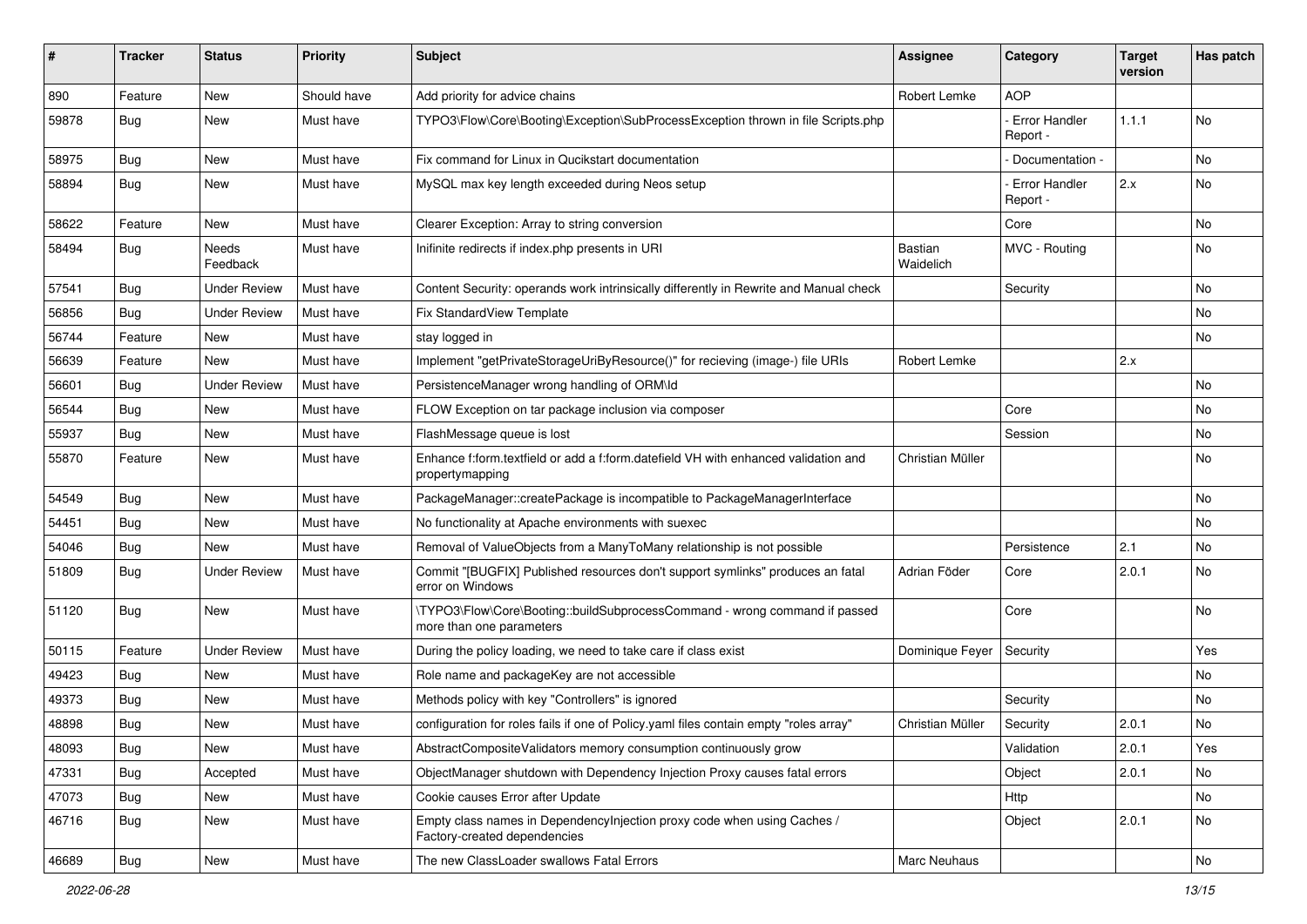| # | Tracker | Status | Priority | Subject | Assignee | Category | Target version | Has patch |
|---|---|---|---|---|---|---|---|---|
| 890 | Feature | New | Should have | Add priority for advice chains | Robert Lemke | AOP | | |
| 59878 | Bug | New | Must have | TYPO3\Flow\Core\Booting\Exception\SubProcessException thrown in file Scripts.php | | - Error Handler Report - | 1.1.1 | No |
| 58975 | Bug | New | Must have | Fix command for Linux in Qucikstart documentation | | - Documentation - | | No |
| 58894 | Bug | New | Must have | MySQL max key length exceeded during Neos setup | | - Error Handler Report - | 2.x | No |
| 58622 | Feature | New | Must have | Clearer Exception: Array to string conversion | | Core | | No |
| 58494 | Bug | Needs Feedback | Must have | Inifinite redirects if index.php presents in URI | Bastian Waidelich | MVC - Routing | | No |
| 57541 | Bug | Under Review | Must have | Content Security: operands work intrinsically differently in Rewrite and Manual check | | Security | | No |
| 56856 | Bug | Under Review | Must have | Fix StandardView Template | | | | No |
| 56744 | Feature | New | Must have | stay logged in | | | | No |
| 56639 | Feature | New | Must have | Implement "getPrivateStorageUriByResource()" for recieving (image-) file URIs | Robert Lemke | | 2.x | |
| 56601 | Bug | Under Review | Must have | PersistenceManager wrong handling of ORM\Id | | | | No |
| 56544 | Bug | New | Must have | FLOW Exception on tar package inclusion via composer | | Core | | No |
| 55937 | Bug | New | Must have | FlashMessage queue is lost | | Session | | No |
| 55870 | Feature | New | Must have | Enhance f:form.textfield or add a f:form.datefield VH with enhanced validation and propertymapping | Christian Müller | | | No |
| 54549 | Bug | New | Must have | PackageManager::createPackage is incompatible to PackageManagerInterface | | | | No |
| 54451 | Bug | New | Must have | No functionality at Apache environments with suexec | | | | No |
| 54046 | Bug | New | Must have | Removal of ValueObjects from a ManyToMany relationship is not possible | | Persistence | 2.1 | No |
| 51809 | Bug | Under Review | Must have | Commit "[BUGFIX] Published resources don't support symlinks" produces an fatal error on Windows | Adrian Föder | Core | 2.0.1 | No |
| 51120 | Bug | New | Must have | \TYPO3\Flow\Core\Booting::buildSubprocessCommand - wrong command if passed more than one parameters | | Core | | No |
| 50115 | Feature | Under Review | Must have | During the policy loading, we need to take care if class exist | Dominique Feyer | Security | | Yes |
| 49423 | Bug | New | Must have | Role name and packageKey are not accessible | | | | No |
| 49373 | Bug | New | Must have | Methods policy with key "Controllers" is ignored | | Security | | No |
| 48898 | Bug | New | Must have | configuration for roles fails if one of Policy.yaml files contain empty "roles array" | Christian Müller | Security | 2.0.1 | No |
| 48093 | Bug | New | Must have | AbstractCompositeValidators memory consumption continuously grow | | Validation | 2.0.1 | Yes |
| 47331 | Bug | Accepted | Must have | ObjectManager shutdown with Dependency Injection Proxy causes fatal errors | | Object | 2.0.1 | No |
| 47073 | Bug | New | Must have | Cookie causes Error after Update | | Http | | No |
| 46716 | Bug | New | Must have | Empty class names in DependencyInjection proxy code when using Caches / Factory-created dependencies | | Object | 2.0.1 | No |
| 46689 | Bug | New | Must have | The new ClassLoader swallows Fatal Errors | Marc Neuhaus | | | No |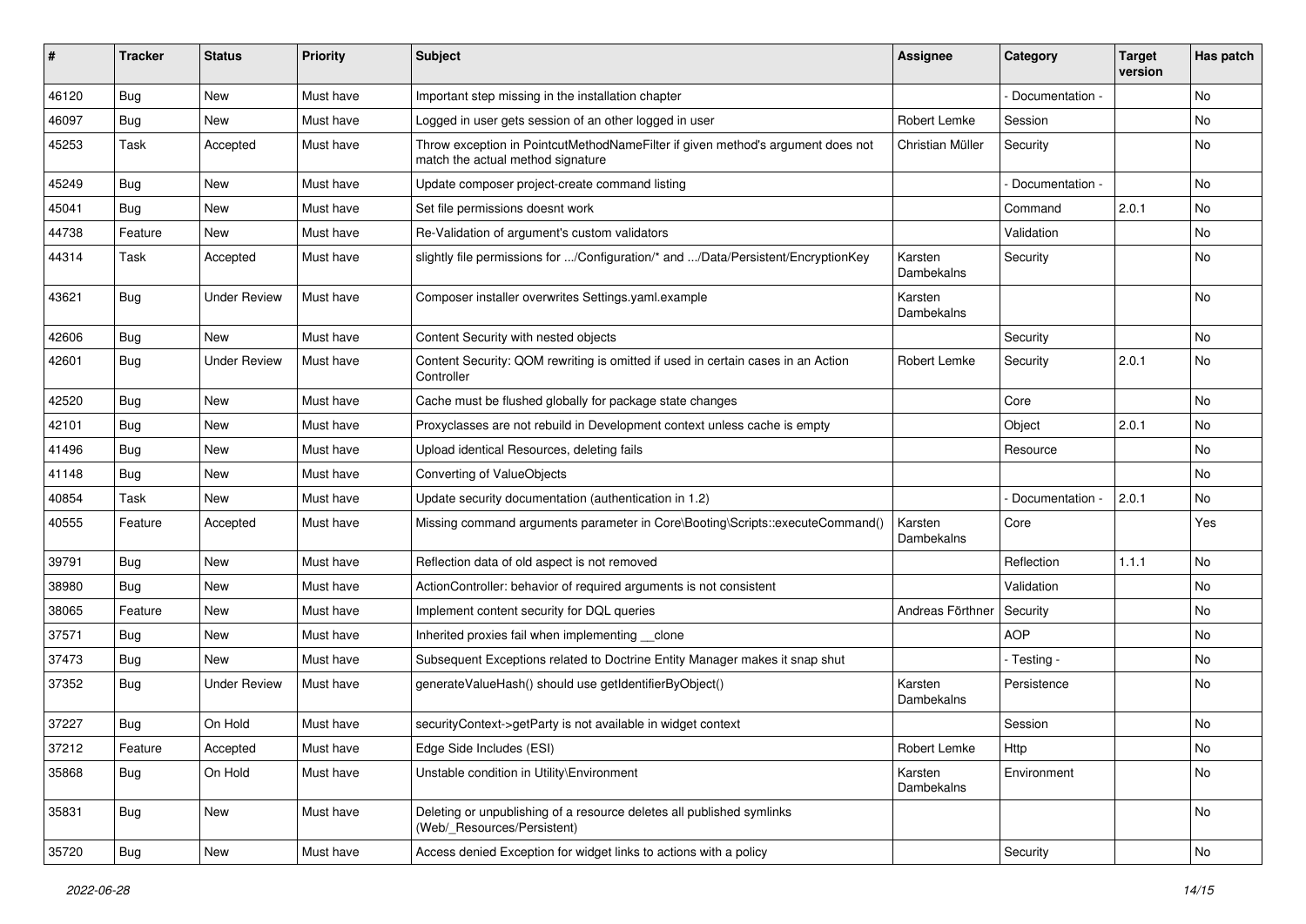| # | Tracker | Status | Priority | Subject | Assignee | Category | Target version | Has patch |
|---|---|---|---|---|---|---|---|---|
| 46120 | Bug | New | Must have | Important step missing in the installation chapter | | - Documentation - | | No |
| 46097 | Bug | New | Must have | Logged in user gets session of an other logged in user | Robert Lemke | Session | | No |
| 45253 | Task | Accepted | Must have | Throw exception in PointcutMethodNameFilter if given method's argument does not match the actual method signature | Christian Müller | Security | | No |
| 45249 | Bug | New | Must have | Update composer project-create command listing | | - Documentation - | | No |
| 45041 | Bug | New | Must have | Set file permissions doesnt work | | Command | 2.0.1 | No |
| 44738 | Feature | New | Must have | Re-Validation of argument's custom validators | | Validation | | No |
| 44314 | Task | Accepted | Must have | slightly file permissions for .../Configuration/* and .../Data/Persistent/EncryptionKey | Karsten Dambekalns | Security | | No |
| 43621 | Bug | Under Review | Must have | Composer installer overwrites Settings.yaml.example | Karsten Dambekalns | | | No |
| 42606 | Bug | New | Must have | Content Security with nested objects | | Security | | No |
| 42601 | Bug | Under Review | Must have | Content Security: QOM rewriting is omitted if used in certain cases in an Action Controller | Robert Lemke | Security | 2.0.1 | No |
| 42520 | Bug | New | Must have | Cache must be flushed globally for package state changes | | Core | | No |
| 42101 | Bug | New | Must have | Proxyclasses are not rebuild in Development context unless cache is empty | | Object | 2.0.1 | No |
| 41496 | Bug | New | Must have | Upload identical Resources, deleting fails | | Resource | | No |
| 41148 | Bug | New | Must have | Converting of ValueObjects | | | | No |
| 40854 | Task | New | Must have | Update security documentation (authentication in 1.2) | | - Documentation - | 2.0.1 | No |
| 40555 | Feature | Accepted | Must have | Missing command arguments parameter in Core\Booting\Scripts::executeCommand() | Karsten Dambekalns | Core | | Yes |
| 39791 | Bug | New | Must have | Reflection data of old aspect is not removed | | Reflection | 1.1.1 | No |
| 38980 | Bug | New | Must have | ActionController: behavior of required arguments is not consistent | | Validation | | No |
| 38065 | Feature | New | Must have | Implement content security for DQL queries | Andreas Förthner | Security | | No |
| 37571 | Bug | New | Must have | Inherited proxies fail when implementing __clone | | AOP | | No |
| 37473 | Bug | New | Must have | Subsequent Exceptions related to Doctrine Entity Manager makes it snap shut | | - Testing - | | No |
| 37352 | Bug | Under Review | Must have | generateValueHash() should use getIdentifierByObject() | Karsten Dambekalns | Persistence | | No |
| 37227 | Bug | On Hold | Must have | securityContext->getParty is not available in widget context | | Session | | No |
| 37212 | Feature | Accepted | Must have | Edge Side Includes (ESI) | Robert Lemke | Http | | No |
| 35868 | Bug | On Hold | Must have | Unstable condition in Utility\Environment | Karsten Dambekalns | Environment | | No |
| 35831 | Bug | New | Must have | Deleting or unpublishing of a resource deletes all published symlinks (Web/_Resources/Persistent) | | | | No |
| 35720 | Bug | New | Must have | Access denied Exception for widget links to actions with a policy | | Security | | No |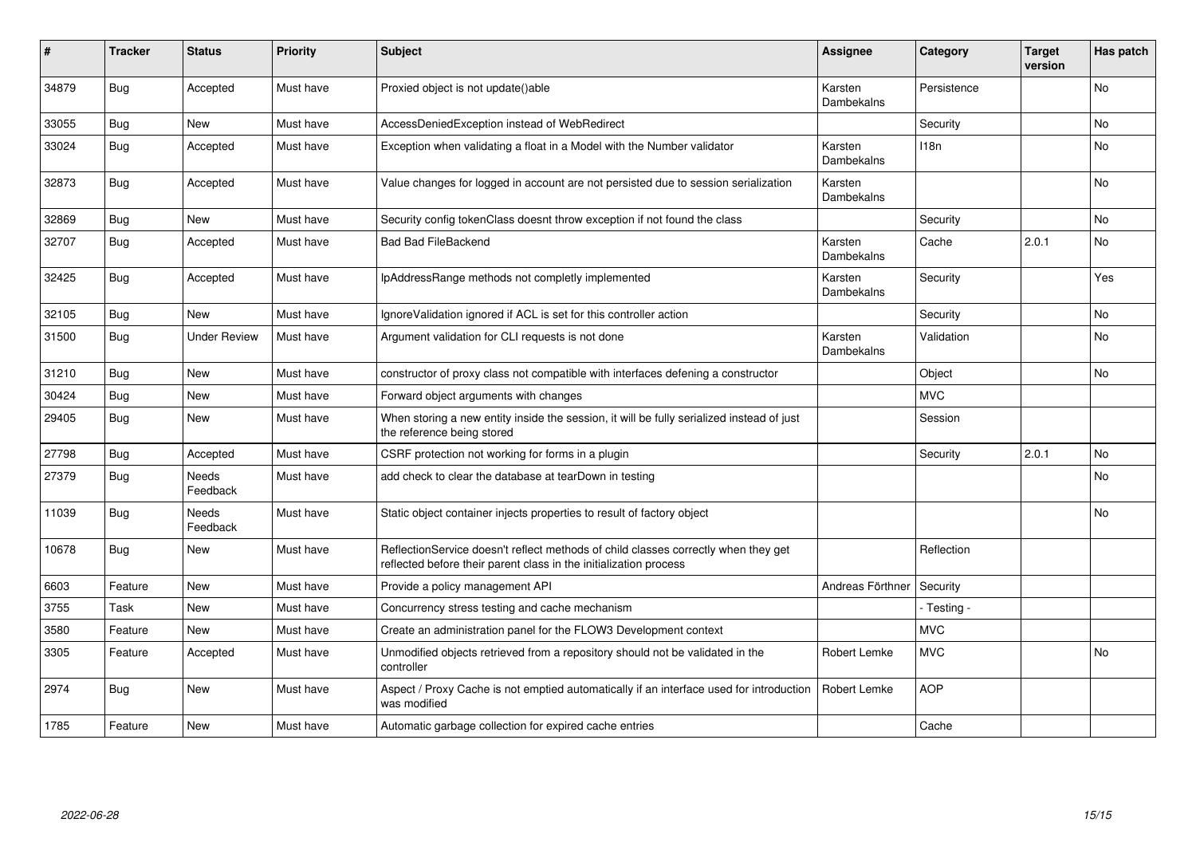| # | Tracker | Status | Priority | Subject | Assignee | Category | Target version | Has patch |
|---|---|---|---|---|---|---|---|---|
| 34879 | Bug | Accepted | Must have | Proxied object is not update()able | Karsten Dambekalns | Persistence | | No |
| 33055 | Bug | New | Must have | AccessDeniedException instead of WebRedirect | | Security | | No |
| 33024 | Bug | Accepted | Must have | Exception when validating a float in a Model with the Number validator | Karsten Dambekalns | I18n | | No |
| 32873 | Bug | Accepted | Must have | Value changes for logged in account are not persisted due to session serialization | Karsten Dambekalns | | | No |
| 32869 | Bug | New | Must have | Security config tokenClass doesnt throw exception if not found the class | | Security | | No |
| 32707 | Bug | Accepted | Must have | Bad Bad FileBackend | Karsten Dambekalns | Cache | 2.0.1 | No |
| 32425 | Bug | Accepted | Must have | IpAddressRange methods not completly implemented | Karsten Dambekalns | Security | | Yes |
| 32105 | Bug | New | Must have | IgnoreValidation ignored if ACL is set for this controller action | | Security | | No |
| 31500 | Bug | Under Review | Must have | Argument validation for CLI requests is not done | Karsten Dambekalns | Validation | | No |
| 31210 | Bug | New | Must have | constructor of proxy class not compatible with interfaces defening a constructor | | Object | | No |
| 30424 | Bug | New | Must have | Forward object arguments with changes | | MVC | | |
| 29405 | Bug | New | Must have | When storing a new entity inside the session, it will be fully serialized instead of just the reference being stored | | Session | | |
| 27798 | Bug | Accepted | Must have | CSRF protection not working for forms in a plugin | | Security | 2.0.1 | No |
| 27379 | Bug | Needs Feedback | Must have | add check to clear the database at tearDown in testing | | | | No |
| 11039 | Bug | Needs Feedback | Must have | Static object container injects properties to result of factory object | | | | No |
| 10678 | Bug | New | Must have | ReflectionService doesn't reflect methods of child classes correctly when they get reflected before their parent class in the initialization process | | Reflection | | |
| 6603 | Feature | New | Must have | Provide a policy management API | Andreas Förthner | Security | | |
| 3755 | Task | New | Must have | Concurrency stress testing and cache mechanism | | - Testing - | | |
| 3580 | Feature | New | Must have | Create an administration panel for the FLOW3 Development context | | MVC | | |
| 3305 | Feature | Accepted | Must have | Unmodified objects retrieved from a repository should not be validated in the controller | Robert Lemke | MVC | | No |
| 2974 | Bug | New | Must have | Aspect / Proxy Cache is not emptied automatically if an interface used for introduction was modified | Robert Lemke | AOP | | |
| 1785 | Feature | New | Must have | Automatic garbage collection for expired cache entries | | Cache | | |